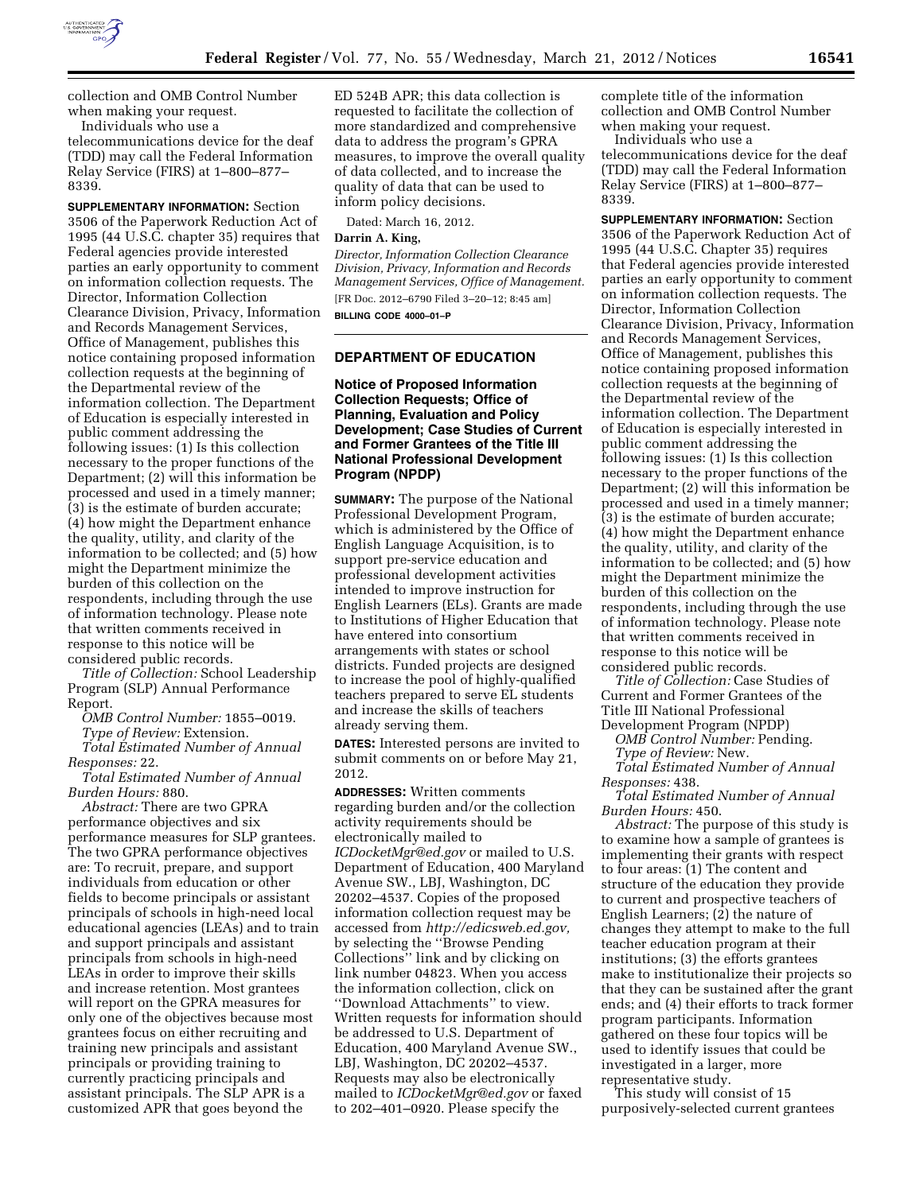collection and OMB Control Number when making your request.

Individuals who use a telecommunications device for the deaf (TDD) may call the Federal Information Relay Service (FIRS) at 1–800–877–8339.

**SUPPLEMENTARY INFORMATION:** Section 3506 of the Paperwork Reduction Act of 1995 (44 U.S.C. chapter 35) requires that Federal agencies provide interested parties an early opportunity to comment on information collection requests. The Director, Information Collection Clearance Division, Privacy, Information and Records Management Services, Office of Management, publishes this notice containing proposed information collection requests at the beginning of the Departmental review of the information collection. The Department of Education is especially interested in public comment addressing the following issues: (1) Is this collection necessary to the proper functions of the Department; (2) will this information be processed and used in a timely manner; (3) is the estimate of burden accurate; (4) how might the Department enhance the quality, utility, and clarity of the information to be collected; and (5) how might the Department minimize the burden of this collection on the respondents, including through the use of information technology. Please note that written comments received in response to this notice will be considered public records.

*Title of Collection:* School Leadership Program (SLP) Annual Performance Report.

*OMB Control Number:* 1855–0019.

*Type of Review:* Extension.

*Total Estimated Number of Annual Responses:* 22.

*Total Estimated Number of Annual Burden Hours:* 880.

*Abstract:* There are two GPRA performance objectives and six performance measures for SLP grantees. The two GPRA performance objectives are: To recruit, prepare, and support individuals from education or other fields to become principals or assistant principals of schools in high-need local educational agencies (LEAs) and to train and support principals and assistant principals from schools in high-need LEAs in order to improve their skills and increase retention. Most grantees will report on the GPRA measures for only one of the objectives because most grantees focus on either recruiting and training new principals and assistant principals or providing training to currently practicing principals and assistant principals. The SLP APR is a customized APR that goes beyond the ED 524B APR; this data collection is requested to facilitate the collection of more standardized and comprehensive data to address the program's GPRA measures, to improve the overall quality of data collected, and to increase the quality of data that can be used to inform policy decisions.

Dated: March 16, 2012.

**Darrin A. King,**

*Director, Information Collection Clearance Division, Privacy, Information and Records Management Services, Office of Management.*

[FR Doc. 2012–6790 Filed 3–20–12; 8:45 am]

**BILLING CODE 4000–01–P**

## DEPARTMENT OF EDUCATION

### Notice of Proposed Information Collection Requests; Office of Planning, Evaluation and Policy Development; Case Studies of Current and Former Grantees of the Title III National Professional Development Program (NPDP)

**SUMMARY:** The purpose of the National Professional Development Program, which is administered by the Office of English Language Acquisition, is to support pre-service education and professional development activities intended to improve instruction for English Learners (ELs). Grants are made to Institutions of Higher Education that have entered into consortium arrangements with states or school districts. Funded projects are designed to increase the pool of highly-qualified teachers prepared to serve EL students and increase the skills of teachers already serving them.

**DATES:** Interested persons are invited to submit comments on or before May 21, 2012.

**ADDRESSES:** Written comments regarding burden and/or the collection activity requirements should be electronically mailed to *ICDocketMgr@ed.gov* or mailed to U.S. Department of Education, 400 Maryland Avenue SW., LBJ, Washington, DC 20202–4537. Copies of the proposed information collection request may be accessed from *http://edicsweb.ed.gov,* by selecting the ''Browse Pending Collections'' link and by clicking on link number 04823. When you access the information collection, click on ''Download Attachments'' to view. Written requests for information should be addressed to U.S. Department of Education, 400 Maryland Avenue SW., LBJ, Washington, DC 20202–4537. Requests may also be electronically mailed to *ICDocketMgr@ed.gov* or faxed to 202–401–0920. Please specify the complete title of the information collection and OMB Control Number when making your request.

Individuals who use a telecommunications device for the deaf (TDD) may call the Federal Information Relay Service (FIRS) at 1–800–877–8339.

**SUPPLEMENTARY INFORMATION:** Section 3506 of the Paperwork Reduction Act of 1995 (44 U.S.C. Chapter 35) requires that Federal agencies provide interested parties an early opportunity to comment on information collection requests. The Director, Information Collection Clearance Division, Privacy, Information and Records Management Services, Office of Management, publishes this notice containing proposed information collection requests at the beginning of the Departmental review of the information collection. The Department of Education is especially interested in public comment addressing the following issues: (1) Is this collection necessary to the proper functions of the Department; (2) will this information be processed and used in a timely manner; (3) is the estimate of burden accurate; (4) how might the Department enhance the quality, utility, and clarity of the information to be collected; and (5) how might the Department minimize the burden of this collection on the respondents, including through the use of information technology. Please note that written comments received in response to this notice will be considered public records.

*Title of Collection:* Case Studies of Current and Former Grantees of the Title III National Professional Development Program (NPDP)

*OMB Control Number:* Pending.

*Type of Review:* New.

*Total Estimated Number of Annual Responses:* 438.

*Total Estimated Number of Annual Burden Hours:* 450.

*Abstract:* The purpose of this study is to examine how a sample of grantees is implementing their grants with respect to four areas: (1) The content and structure of the education they provide to current and prospective teachers of English Learners; (2) the nature of changes they attempt to make to the full teacher education program at their institutions; (3) the efforts grantees make to institutionalize their projects so that they can be sustained after the grant ends; and (4) their efforts to track former program participants. Information gathered on these four topics will be used to identify issues that could be investigated in a larger, more representative study.

This study will consist of 15 purposively-selected current grantees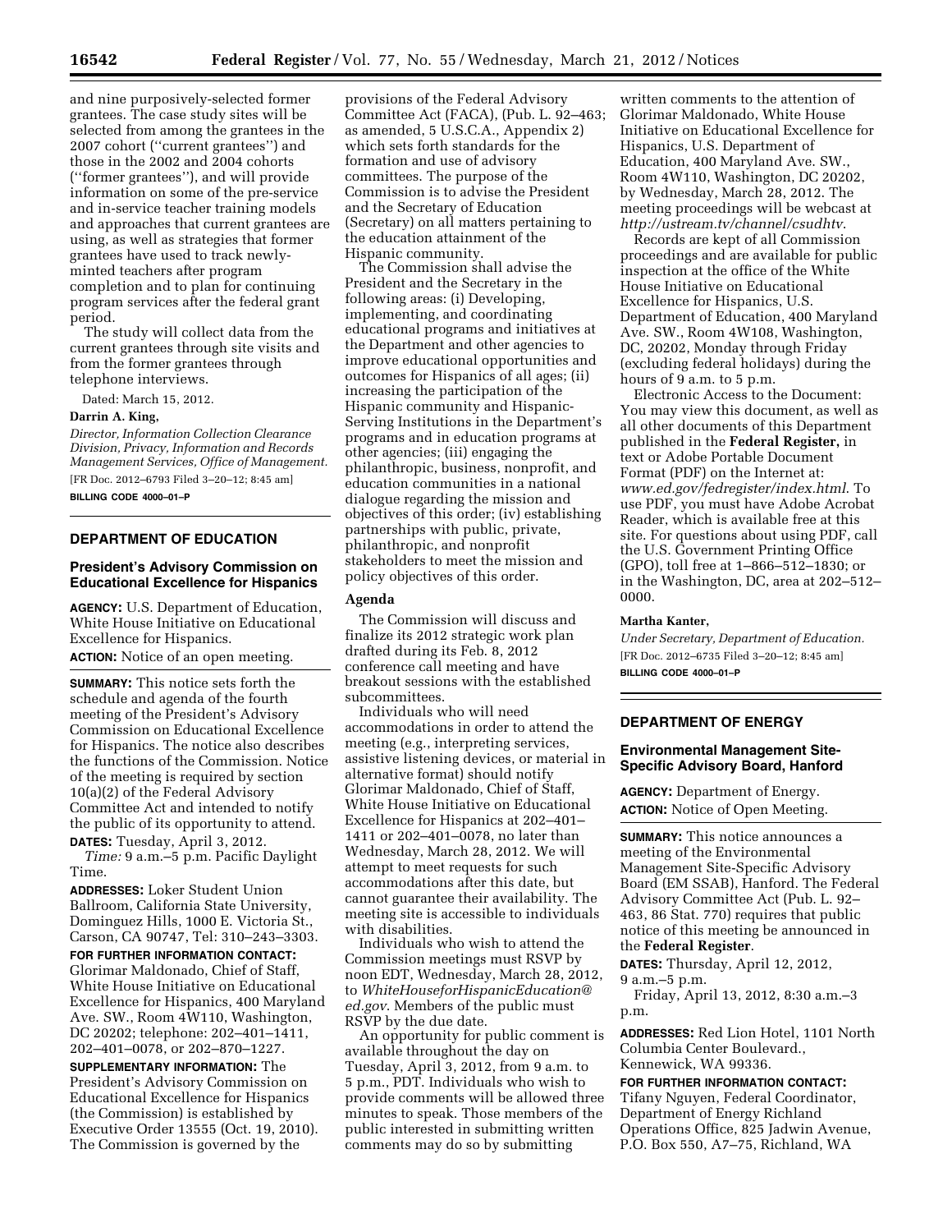and nine purposively-selected former grantees. The case study sites will be selected from among the grantees in the 2007 cohort (''current grantees'') and those in the 2002 and 2004 cohorts (''former grantees''), and will provide information on some of the pre-service and in-service teacher training models and approaches that current grantees are using, as well as strategies that former grantees have used to track newly-minted teachers after program completion and to plan for continuing program services after the federal grant period.

The study will collect data from the current grantees through site visits and from the former grantees through telephone interviews.

Dated: March 15, 2012.

**Darrin A. King,**

*Director, Information Collection Clearance Division, Privacy, Information and Records Management Services, Office of Management.*

[FR Doc. 2012–6793 Filed 3–20–12; 8:45 am]

**BILLING CODE 4000–01–P**

## DEPARTMENT OF EDUCATION

### President's Advisory Commission on Educational Excellence for Hispanics

**AGENCY:** U.S. Department of Education, White House Initiative on Educational Excellence for Hispanics.

**ACTION:** Notice of an open meeting.

**SUMMARY:** This notice sets forth the schedule and agenda of the fourth meeting of the President's Advisory Commission on Educational Excellence for Hispanics. The notice also describes the functions of the Commission. Notice of the meeting is required by section 10(a)(2) of the Federal Advisory Committee Act and intended to notify the public of its opportunity to attend.

**DATES:** Tuesday, April 3, 2012.

*Time:* 9 a.m.–5 p.m. Pacific Daylight Time.

**ADDRESSES:** Loker Student Union Ballroom, California State University, Dominguez Hills, 1000 E. Victoria St., Carson, CA 90747, Tel: 310–243–3303.

**FOR FURTHER INFORMATION CONTACT:** Glorimar Maldonado, Chief of Staff, White House Initiative on Educational Excellence for Hispanics, 400 Maryland Ave. SW., Room 4W110, Washington, DC 20202; telephone: 202–401–1411, 202–401–0078, or 202–870–1227.

**SUPPLEMENTARY INFORMATION:** The President's Advisory Commission on Educational Excellence for Hispanics (the Commission) is established by Executive Order 13555 (Oct. 19, 2010). The Commission is governed by the provisions of the Federal Advisory Committee Act (FACA), (Pub. L. 92–463; as amended, 5 U.S.C.A., Appendix 2) which sets forth standards for the formation and use of advisory committees. The purpose of the Commission is to advise the President and the Secretary of Education (Secretary) on all matters pertaining to the education attainment of the Hispanic community.

The Commission shall advise the President and the Secretary in the following areas: (i) Developing, implementing, and coordinating educational programs and initiatives at the Department and other agencies to improve educational opportunities and outcomes for Hispanics of all ages; (ii) increasing the participation of the Hispanic community and Hispanic-Serving Institutions in the Department's programs and in education programs at other agencies; (iii) engaging the philanthropic, business, nonprofit, and education communities in a national dialogue regarding the mission and objectives of this order; (iv) establishing partnerships with public, private, philanthropic, and nonprofit stakeholders to meet the mission and policy objectives of this order.

#### Agenda

The Commission will discuss and finalize its 2012 strategic work plan drafted during its Feb. 8, 2012 conference call meeting and have breakout sessions with the established subcommittees.

Individuals who will need accommodations in order to attend the meeting (e.g., interpreting services, assistive listening devices, or material in alternative format) should notify Glorimar Maldonado, Chief of Staff, White House Initiative on Educational Excellence for Hispanics at 202–401–1411 or 202–401–0078, no later than Wednesday, March 28, 2012. We will attempt to meet requests for such accommodations after this date, but cannot guarantee their availability. The meeting site is accessible to individuals with disabilities.

Individuals who wish to attend the Commission meetings must RSVP by noon EDT, Wednesday, March 28, 2012, to *WhiteHouseforHispanicEducation@ed.gov*. Members of the public must RSVP by the due date.

An opportunity for public comment is available throughout the day on Tuesday, April 3, 2012, from 9 a.m. to 5 p.m., PDT. Individuals who wish to provide comments will be allowed three minutes to speak. Those members of the public interested in submitting written comments may do so by submitting written comments to the attention of Glorimar Maldonado, White House Initiative on Educational Excellence for Hispanics, U.S. Department of Education, 400 Maryland Ave. SW., Room 4W110, Washington, DC 20202, by Wednesday, March 28, 2012. The meeting proceedings will be webcast at *http://ustream.tv/channel/csudhtv*.

Records are kept of all Commission proceedings and are available for public inspection at the office of the White House Initiative on Educational Excellence for Hispanics, U.S. Department of Education, 400 Maryland Ave. SW., Room 4W108, Washington, DC, 20202, Monday through Friday (excluding federal holidays) during the hours of 9 a.m. to 5 p.m.

Electronic Access to the Document: You may view this document, as well as all other documents of this Department published in the **Federal Register,** in text or Adobe Portable Document Format (PDF) on the Internet at: *www.ed.gov/fedregister/index.html*. To use PDF, you must have Adobe Acrobat Reader, which is available free at this site. For questions about using PDF, call the U.S. Government Printing Office (GPO), toll free at 1–866–512–1830; or in the Washington, DC, area at 202–512–0000.

**Martha Kanter,**

*Under Secretary, Department of Education.*

[FR Doc. 2012–6735 Filed 3–20–12; 8:45 am]

**BILLING CODE 4000–01–P**

## DEPARTMENT OF ENERGY

### Environmental Management Site-Specific Advisory Board, Hanford

**AGENCY:** Department of Energy.

**ACTION:** Notice of Open Meeting.

**SUMMARY:** This notice announces a meeting of the Environmental Management Site-Specific Advisory Board (EM SSAB), Hanford. The Federal Advisory Committee Act (Pub. L. 92–463, 86 Stat. 770) requires that public notice of this meeting be announced in the **Federal Register**.

**DATES:** Thursday, April 12, 2012, 9 a.m.–5 p.m.

Friday, April 13, 2012, 8:30 a.m.–3 p.m.

**ADDRESSES:** Red Lion Hotel, 1101 North Columbia Center Boulevard., Kennewick, WA 99336.

**FOR FURTHER INFORMATION CONTACT:** Tifany Nguyen, Federal Coordinator, Department of Energy Richland Operations Office, 825 Jadwin Avenue, P.O. Box 550, A7–75, Richland, WA